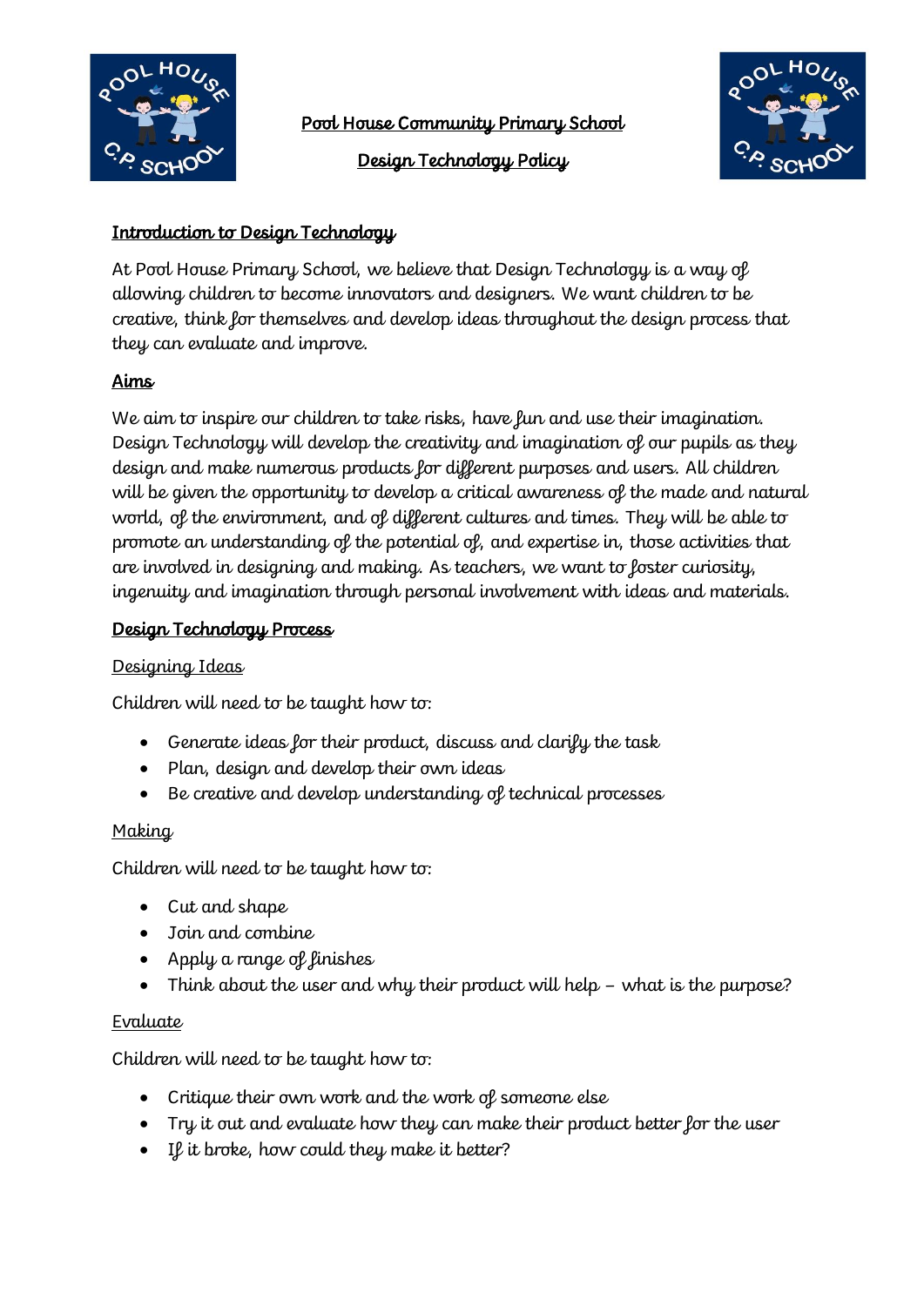# Pool House Community Primary School

## Design Technology Policy

### Introduction to Design Technology

At Pool House Primary School, we believe that Design Technology is a way of allowing children to become innovators and designers. We want children to be creative, think for themselves and develop ideas throughout the design process that they can evaluate and improve.

### Aims

We aim to inspire our children to take risks, have fun and use their imagination. Design Technology will develop the creativity and imagination of our pupils as they design and make numerous products for different purposes and users. All children will be given the opportunity to develop a critical awareness of the made and natural world, of the environment, and of different cultures and times. They will be able to promote an understanding of the potential of, and expertise in, those activities that are involved in designing and making. As teachers, we want to foster curiosity, ingenuity and imagination through personal involvement with ideas and materials.

### Design Technology Process

#### Designing Ideas

Children will need to be taught how to:

- Generate ideas for their product, discuss and clarify the task
- Plan, design and develop their own ideas
- Be creative and develop understanding of technical processes

#### Making

Children will need to be taught how to:

- Cut and shape
- Join and combine
- Apply a range of finishes
- Think about the user and why their product will help – what is the purpose?

#### Evaluate

Children will need to be taught how to:

- Critique their own work and the work of someone else
- Try it out and evaluate how they can make their product better for the user
- If it broke, how could they make it better?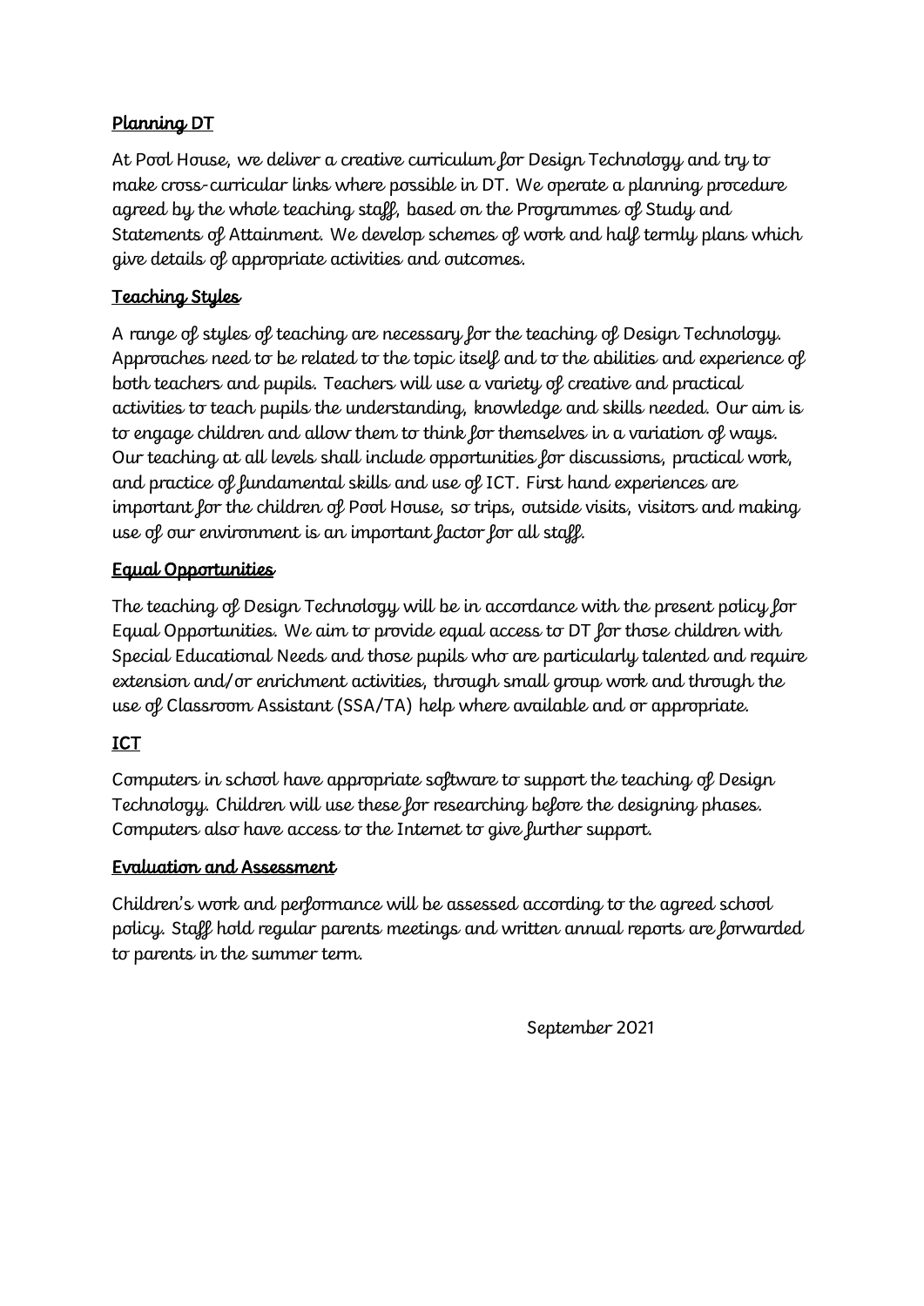## Planning DT

At Pool House, we deliver a creative curriculum for Design Technology and try to make cross-curricular links where possible in DT. We operate a planning procedure agreed by the whole teaching staff, based on the Programmes of Study and Statements of Attainment. We develop schemes of work and half termly plans which give details of appropriate activities and outcomes.

## Teaching Styles

A range of styles of teaching are necessary for the teaching of Design Technology. Approaches need to be related to the topic itself and to the abilities and experience of both teachers and pupils. Teachers will use a variety of creative and practical activities to teach pupils the understanding, knowledge and skills needed. Our aim is to engage children and allow them to think for themselves in a variation of ways. Our teaching at all levels shall include opportunities for discussions, practical work, and practice of fundamental skills and use of ICT. First hand experiences are important for the children of Pool House, so trips, outside visits, visitors and making use of our environment is an important factor for all staff.

## Equal Opportunities

The teaching of Design Technology will be in accordance with the present policy for Equal Opportunities. We aim to provide equal access to DT for those children with Special Educational Needs and those pupils who are particularly talented and require extension and/or enrichment activities, through small group work and through the use of Classroom Assistant (SSA/TA) help where available and or appropriate.

## ICT

Computers in school have appropriate software to support the teaching of Design Technology. Children will use these for researching before the designing phases. Computers also have access to the Internet to give further support.

## Evaluation and Assessment

Children's work and performance will be assessed according to the agreed school policy. Staff hold regular parents meetings and written annual reports are forwarded to parents in the summer term.

September 2021